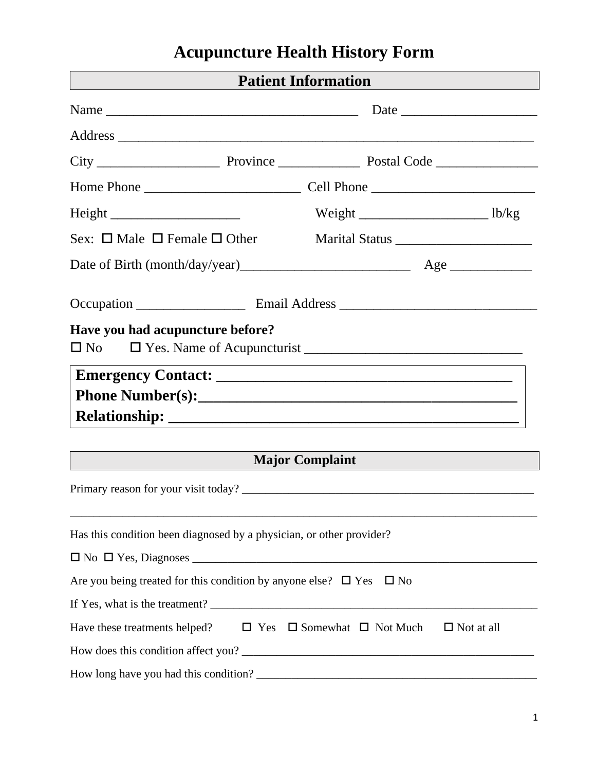# Acupuncture Health History Form

## Patient Information

Name ______________________________________ Date ____________________

Address _______________________________________________________________

City __________________ Province ____________ Postal Code _______________

Home Phone _______________________ Cell Phone ________________________

Height ___________________ Weight ___________________ lb/kg

Sex: ☐ Male ☐ Female ☐ Other Marital Status ____________________

Date of Birth (month/day/year)_________________________ Age ____________

Occupation ________________ Email Address _____________________________

**Have you had acupuncture before?**

☐ No ☐ Yes. Name of Acupuncturist ________________________________

**Emergency Contact: _______________________________________**

**Phone Number(s):_________________________________________**

**Relationship: ___________________________________________**

## Major Complaint

Primary reason for your visit today? ____________________________________________________

_______________________________________________________________________________

Has this condition been diagnosed by a physician, or other provider?

☐ No ☐ Yes, Diagnoses ______________________________________________________________

Are you being treated for this condition by anyone else? ☐ Yes ☐ No

If Yes, what is the treatment? _________________________________________________________

Have these treatments helped? ☐ Yes ☐ Somewhat ☐ Not Much ☐ Not at all

How does this condition affect you? ____________________________________________________

How long have you had this condition? __________________________________________________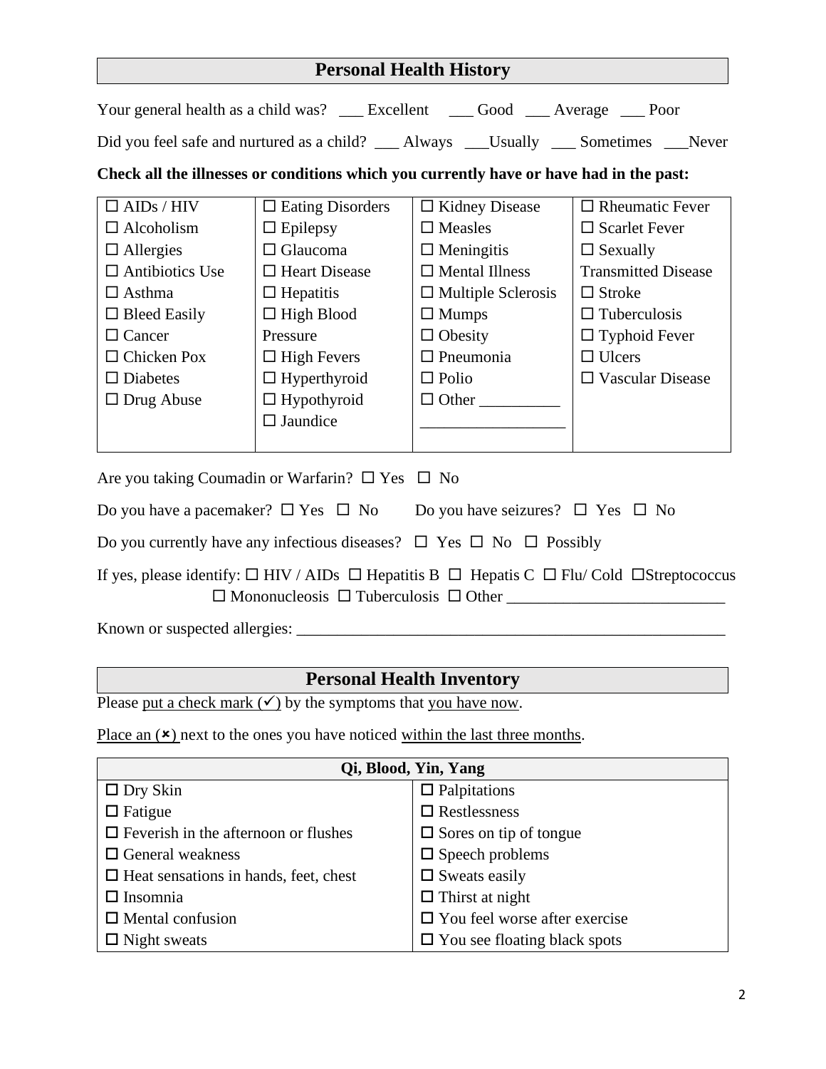## Personal Health History

Your general health as a child was? ___ Excellent ___ Good ___ Average ___ Poor

Did you feel safe and nurtured as a child? ___ Always ___Usually ___ Sometimes ___Never

**Check all the illnesses or conditions which you currently have or have had in the past:**

| | | | |
|---|---|---|---|
| ☐ AIDs / HIV | ☐ Eating Disorders | ☐ Kidney Disease | ☐ Rheumatic Fever |
| ☐ Alcoholism | ☐ Epilepsy | ☐ Measles | ☐ Scarlet Fever |
| ☐ Allergies | ☐ Glaucoma | ☐ Meningitis | ☐ Sexually Transmitted Disease |
| ☐ Antibiotics Use | ☐ Heart Disease | ☐ Mental Illness | ☐ Stroke |
| ☐ Asthma | ☐ Hepatitis | ☐ Multiple Sclerosis | ☐ Tuberculosis |
| ☐ Bleed Easily | ☐ High Blood Pressure | ☐ Mumps | ☐ Typhoid Fever |
| ☐ Cancer | ☐ High Fevers | ☐ Obesity | ☐ Ulcers |
| ☐ Chicken Pox | ☐ Hyperthyroid | ☐ Pneumonia | ☐ Vascular Disease |
| ☐ Diabetes | ☐ Hypothyroid | ☐ Polio | |
| ☐ Drug Abuse | ☐ Jaundice | ☐ Other __________ __________________ | |

Are you taking Coumadin or Warfarin? ☐ Yes ☐ No

Do you have a pacemaker? ☐ Yes ☐ No Do you have seizures? ☐ Yes ☐ No

Do you currently have any infectious diseases? ☐ Yes ☐ No ☐ Possibly

If yes, please identify: ☐ HIV / AIDs ☐ Hepatitis B ☐ Hepatis C ☐ Flu/ Cold ☐Streptococcus ☐ Mononucleosis ☐ Tuberculosis ☐ Other ___________________________

Known or suspected allergies: _______________________________________________________

## Personal Health Inventory

Please put a check mark (✓) by the symptoms that you have now.

Place an (✗) next to the ones you have noticed within the last three months.

| **Qi, Blood, Yin, Yang** | |
|---|---|
| ☐ Dry Skin | ☐ Palpitations |
| ☐ Fatigue | ☐ Restlessness |
| ☐ Feverish in the afternoon or flushes | ☐ Sores on tip of tongue |
| ☐ General weakness | ☐ Speech problems |
| ☐ Heat sensations in hands, feet, chest | ☐ Sweats easily |
| ☐ Insomnia | ☐ Thirst at night |
| ☐ Mental confusion | ☐ You feel worse after exercise |
| ☐ Night sweats | ☐ You see floating black spots |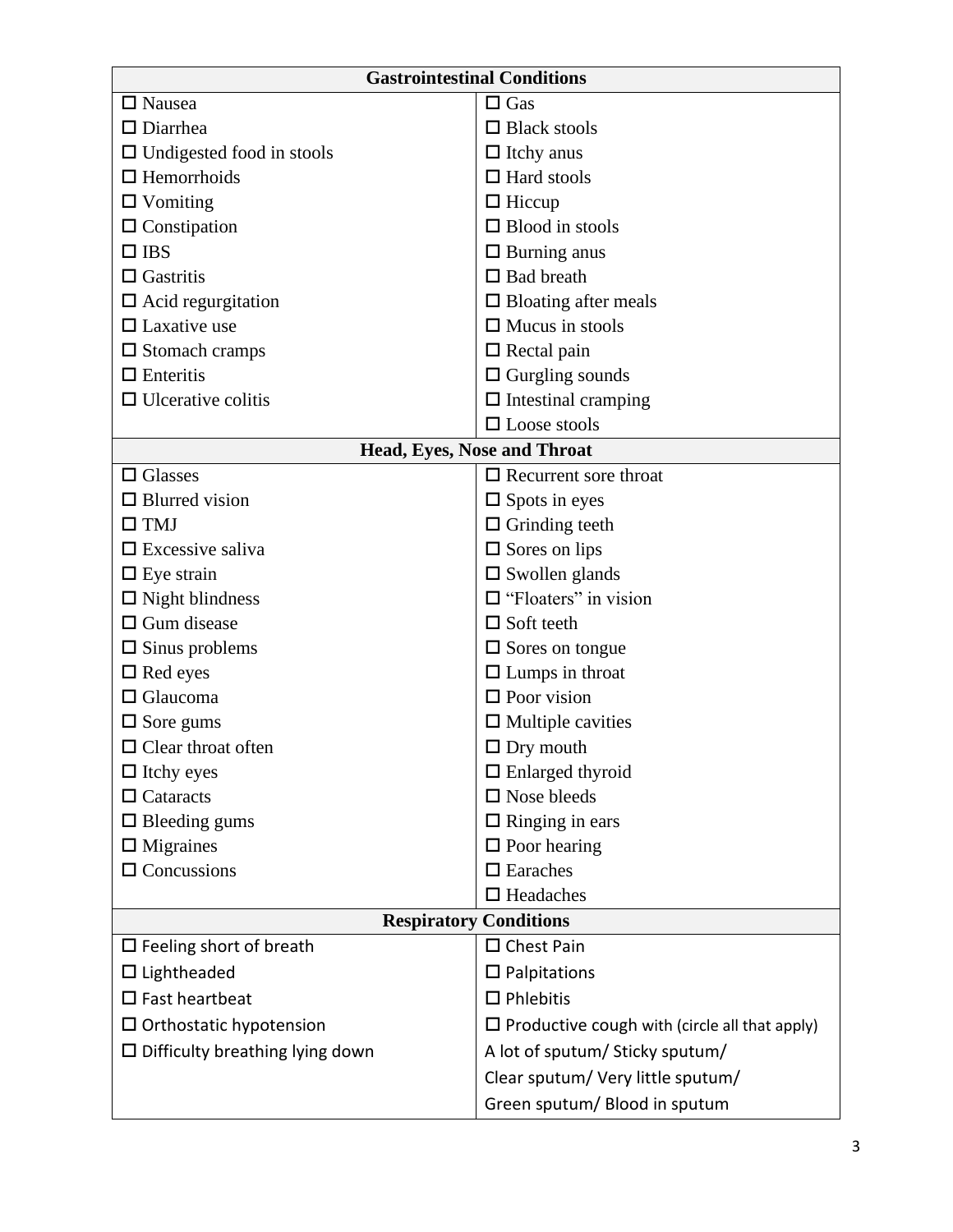| Gastrointestinal Conditions | |
|---|---|
| ☐ Nausea | ☐ Gas |
| ☐ Diarrhea | ☐ Black stools |
| ☐ Undigested food in stools | ☐ Itchy anus |
| ☐ Hemorrhoids | ☐ Hard stools |
| ☐ Vomiting | ☐ Hiccup |
| ☐ Constipation | ☐ Blood in stools |
| ☐ IBS | ☐ Burning anus |
| ☐ Gastritis | ☐ Bad breath |
| ☐ Acid regurgitation | ☐ Bloating after meals |
| ☐ Laxative use | ☐ Mucus in stools |
| ☐ Stomach cramps | ☐ Rectal pain |
| ☐ Enteritis | ☐ Gurgling sounds |
| ☐ Ulcerative colitis | ☐ Intestinal cramping |
| | ☐ Loose stools |
| **Head, Eyes, Nose and Throat** | |
| ☐ Glasses | ☐ Recurrent sore throat |
| ☐ Blurred vision | ☐ Spots in eyes |
| ☐ TMJ | ☐ Grinding teeth |
| ☐ Excessive saliva | ☐ Sores on lips |
| ☐ Eye strain | ☐ Swollen glands |
| ☐ Night blindness | ☐ "Floaters" in vision |
| ☐ Gum disease | ☐ Soft teeth |
| ☐ Sinus problems | ☐ Sores on tongue |
| ☐ Red eyes | ☐ Lumps in throat |
| ☐ Glaucoma | ☐ Poor vision |
| ☐ Sore gums | ☐ Multiple cavities |
| ☐ Clear throat often | ☐ Dry mouth |
| ☐ Itchy eyes | ☐ Enlarged thyroid |
| ☐ Cataracts | ☐ Nose bleeds |
| ☐ Bleeding gums | ☐ Ringing in ears |
| ☐ Migraines | ☐ Poor hearing |
| ☐ Concussions | ☐ Earaches |
| | ☐ Headaches |
| **Respiratory Conditions** | |
| ☐ Feeling short of breath | ☐ Chest Pain |
| ☐ Lightheaded | ☐ Palpitations |
| ☐ Fast heartbeat | ☐ Phlebitis |
| ☐ Orthostatic hypotension | ☐ Productive cough with (circle all that apply) |
| ☐ Difficulty breathing lying down | A lot of sputum/ Sticky sputum/ |
| | Clear sputum/ Very little sputum/ |
| | Green sputum/ Blood in sputum |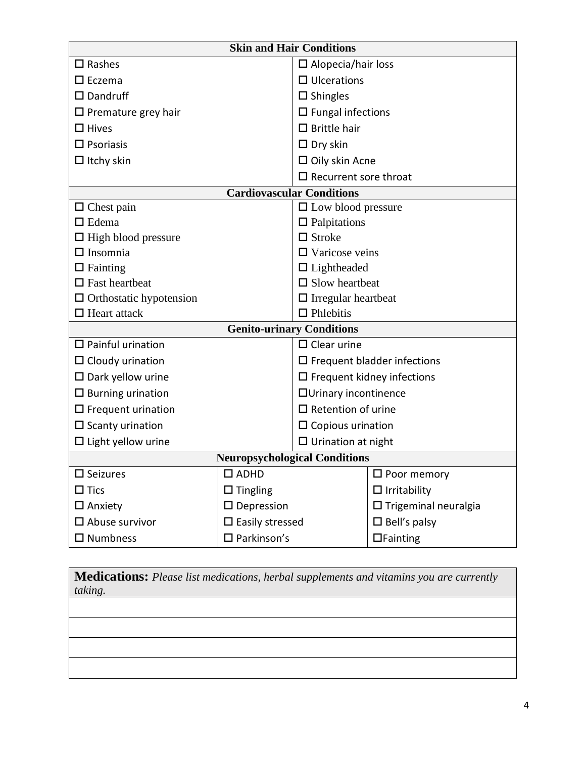| Skin and Hair Conditions | |
|---|---|
| ☐ Rashes | ☐ Alopecia/hair loss |
| ☐ Eczema | ☐ Ulcerations |
| ☐ Dandruff | ☐ Shingles |
| ☐ Premature grey hair | ☐ Fungal infections |
| ☐ Hives | ☐ Brittle hair |
| ☐ Psoriasis | ☐ Dry skin |
| ☐ Itchy skin | ☐ Oily skin Acne |
| | ☐ Recurrent sore throat |

| Cardiovascular Conditions | |
|---|---|
| ☐ Chest pain | ☐ Low blood pressure |
| ☐ Edema | ☐ Palpitations |
| ☐ High blood pressure | ☐ Stroke |
| ☐ Insomnia | ☐ Varicose veins |
| ☐ Fainting | ☐ Lightheaded |
| ☐ Fast heartbeat | ☐ Slow heartbeat |
| ☐ Orthostatic hypotension | ☐ Irregular heartbeat |
| ☐ Heart attack | ☐ Phlebitis |

| Genito-urinary Conditions | |
|---|---|
| ☐ Painful urination | ☐ Clear urine |
| ☐ Cloudy urination | ☐ Frequent bladder infections |
| ☐ Dark yellow urine | ☐ Frequent kidney infections |
| ☐ Burning urination | ☐Urinary incontinence |
| ☐ Frequent urination | ☐ Retention of urine |
| ☐ Scanty urination | ☐ Copious urination |
| ☐ Light yellow urine | ☐ Urination at night |

| Neuropsychological Conditions | | |
|---|---|---|
| ☐ Seizures | ☐ ADHD | ☐ Poor memory |
| ☐ Tics | ☐ Tingling | ☐ Irritability |
| ☐ Anxiety | ☐ Depression | ☐ Trigeminal neuralgia |
| ☐ Abuse survivor | ☐ Easily stressed | ☐ Bell's palsy |
| ☐ Numbness | ☐ Parkinson's | ☐Fainting |

| **Medications:** *Please list medications, herbal supplements and vitamins you are currently taking.* |
|---|
| |
| |
| |
| |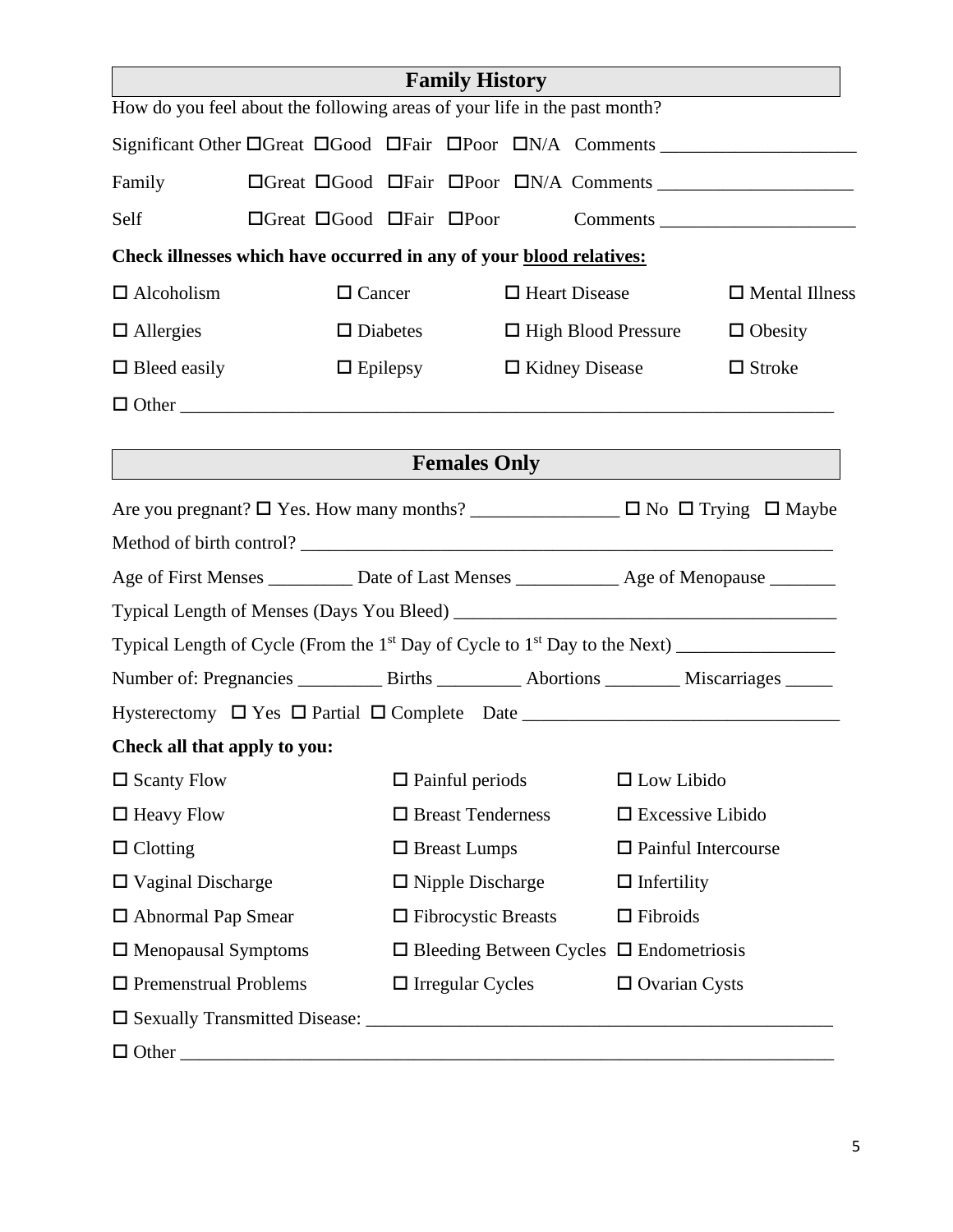## Family History

How do you feel about the following areas of your life in the past month?

Significant Other ☐Great ☐Good ☐Fair ☐Poor ☐N/A Comments ____________________

Family ☐Great ☐Good ☐Fair ☐Poor ☐N/A Comments ____________________

Self ☐Great ☐Good ☐Fair ☐Poor Comments ____________________

**Check illnesses which have occurred in any of your blood relatives:**

| | | | |
|---|---|---|---|
| ☐ Alcoholism | ☐ Cancer | ☐ Heart Disease | ☐ Mental Illness |
| ☐ Allergies | ☐ Diabetes | ☐ High Blood Pressure | ☐ Obesity |
| ☐ Bleed easily | ☐ Epilepsy | ☐ Kidney Disease | ☐ Stroke |

☐ Other ______________________________________________________________________

## Females Only

Are you pregnant? ☐ Yes. How many months? ________________ ☐ No ☐ Trying ☐ Maybe

Method of birth control? __________________________________________________________

Age of First Menses _________ Date of Last Menses ___________ Age of Menopause _______

Typical Length of Menses (Days You Bleed) ________________________________________

Typical Length of Cycle (From the 1st Day of Cycle to 1st Day to the Next) _________________

Number of: Pregnancies _________ Births _________ Abortions ________ Miscarriages _____

Hysterectomy ☐ Yes ☐ Partial ☐ Complete Date __________________________________

**Check all that apply to you:**

| | | |
|---|---|---|
| ☐ Scanty Flow | ☐ Painful periods | ☐ Low Libido |
| ☐ Heavy Flow | ☐ Breast Tenderness | ☐ Excessive Libido |
| ☐ Clotting | ☐ Breast Lumps | ☐ Painful Intercourse |
| ☐ Vaginal Discharge | ☐ Nipple Discharge | ☐ Infertility |
| ☐ Abnormal Pap Smear | ☐ Fibrocystic Breasts | ☐ Fibroids |
| ☐ Menopausal Symptoms | ☐ Bleeding Between Cycles | ☐ Endometriosis |
| ☐ Premenstrual Problems | ☐ Irregular Cycles | ☐ Ovarian Cysts |

☐ Sexually Transmitted Disease: ____________________________________________________

☐ Other ______________________________________________________________________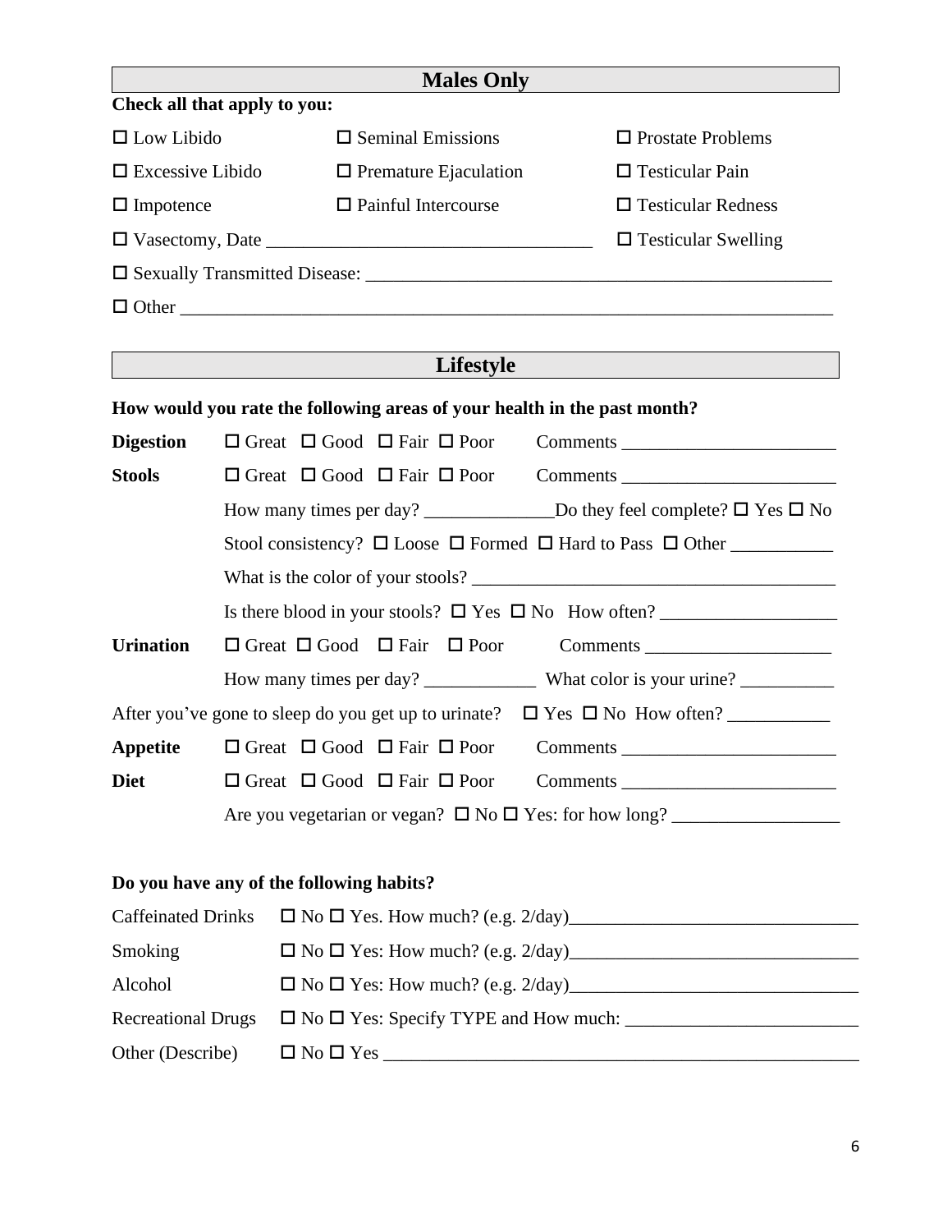## Males Only

**Check all that apply to you:**

| | | |
|---|---|---|
| ☐ Low Libido | ☐ Seminal Emissions | ☐ Prostate Problems |
| ☐ Excessive Libido | ☐ Premature Ejaculation | ☐ Testicular Pain |
| ☐ Impotence | ☐ Painful Intercourse | ☐ Testicular Redness |
| ☐ Vasectomy, Date ___________________________________ | | ☐ Testicular Swelling |

☐ Sexually Transmitted Disease: ___________________________________________________

☐ Other _______________________________________________________________________

## Lifestyle

**How would you rate the following areas of your health in the past month?**

**Digestion** ☐ Great ☐ Good ☐ Fair ☐ Poor Comments _______________________

**Stools** ☐ Great ☐ Good ☐ Fair ☐ Poor Comments _______________________

How many times per day? ______________Do they feel complete? ☐ Yes ☐ No

Stool consistency? ☐ Loose ☐ Formed ☐ Hard to Pass ☐ Other ___________

What is the color of your stools? _______________________________________

Is there blood in your stools? ☐ Yes ☐ No How often? ___________________

**Urination** ☐ Great ☐ Good ☐ Fair ☐ Poor Comments ____________________

How many times per day? ____________ What color is your urine? __________

After you've gone to sleep do you get up to urinate? ☐ Yes ☐ No How often? ___________

**Appetite** ☐ Great ☐ Good ☐ Fair ☐ Poor Comments _______________________

**Diet** ☐ Great ☐ Good ☐ Fair ☐ Poor Comments _______________________

Are you vegetarian or vegan? ☐ No ☐ Yes: for how long? __________________

**Do you have any of the following habits?**

Caffeinated Drinks ☐ No ☐ Yes. How much? (e.g. 2/day)_______________________________

Smoking ☐ No ☐ Yes: How much? (e.g. 2/day)_______________________________

Alcohol ☐ No ☐ Yes: How much? (e.g. 2/day)_______________________________

Recreational Drugs ☐ No ☐ Yes: Specify TYPE and How much: _________________________

Other (Describe) ☐ No ☐ Yes _____________________________________________________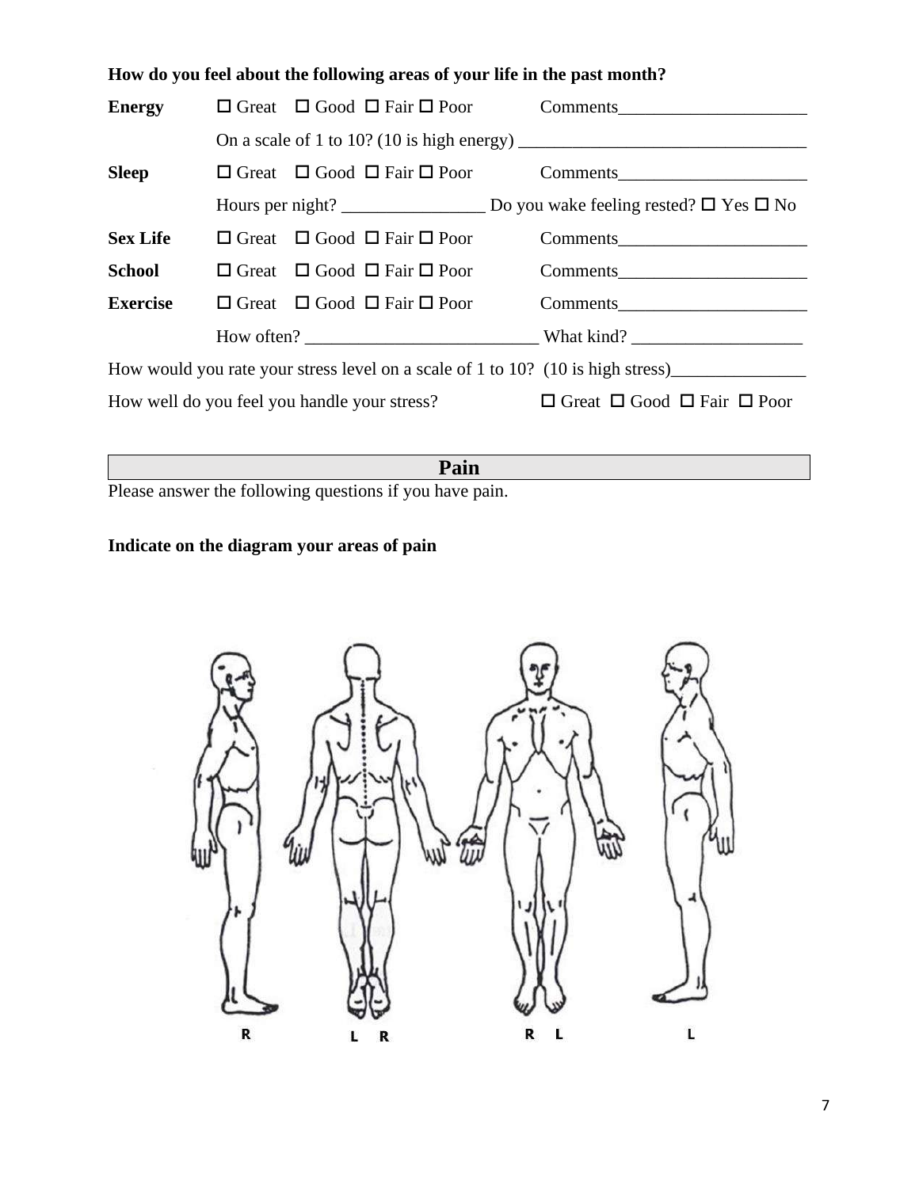**How do you feel about the following areas of your life in the past month?**

**Energy** ☐ Great ☐ Good ☐ Fair ☐ Poor Comments_____________________

On a scale of 1 to 10? (10 is high energy) ________________________________

**Sleep** ☐ Great ☐ Good ☐ Fair ☐ Poor Comments_____________________

Hours per night? ________________ Do you wake feeling rested? ☐ Yes ☐ No

**Sex Life** ☐ Great ☐ Good ☐ Fair ☐ Poor Comments_____________________

**School** ☐ Great ☐ Good ☐ Fair ☐ Poor Comments_____________________

**Exercise** ☐ Great ☐ Good ☐ Fair ☐ Poor Comments_____________________

How often? __________________________ What kind? ___________________

How would you rate your stress level on a scale of 1 to 10? (10 is high stress)_______________

How well do you feel you handle your stress? ☐ Great ☐ Good ☐ Fair ☐ Poor

## Pain

Please answer the following questions if you have pain.

**Indicate on the diagram your areas of pain**

R L R R L L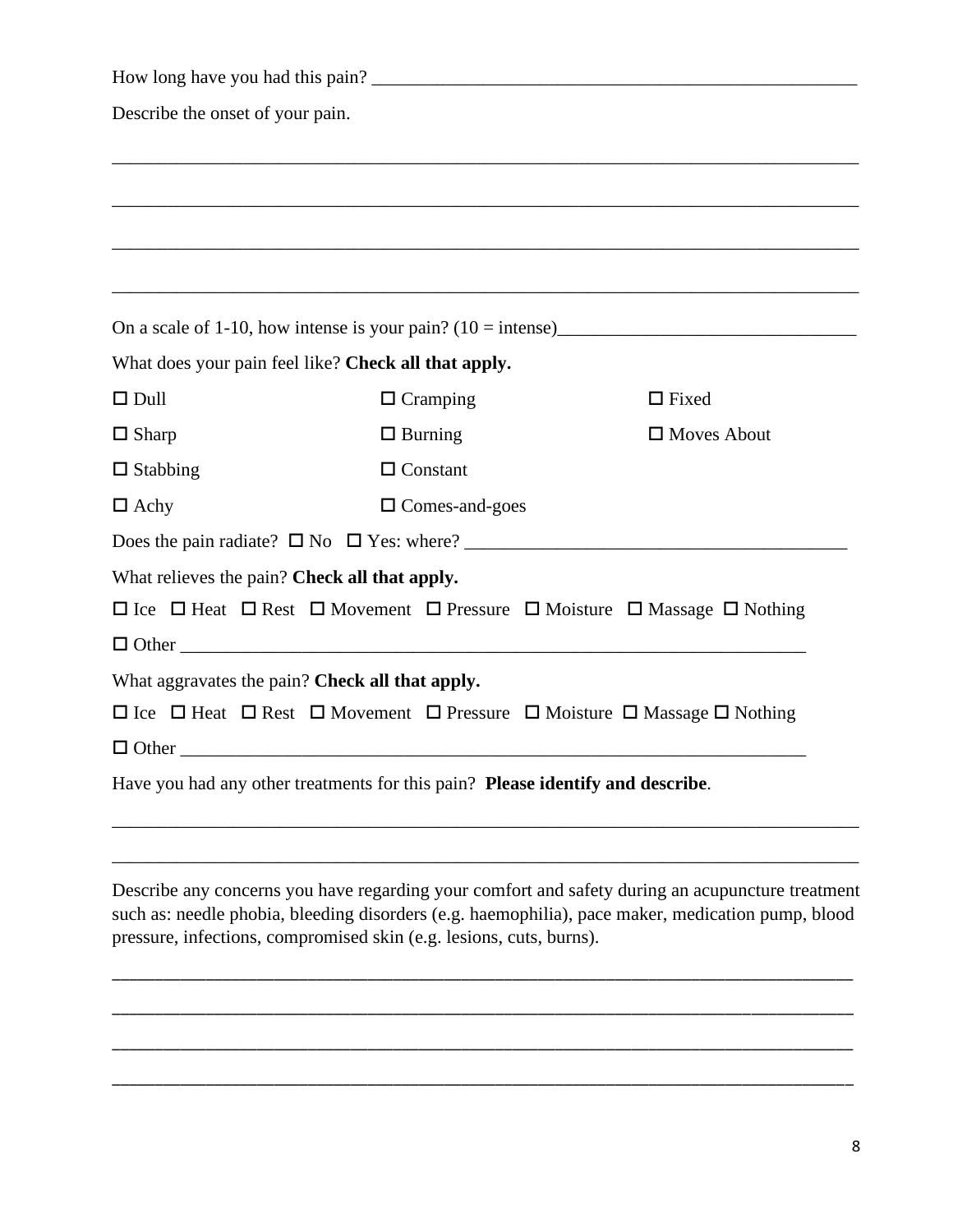How long have you had this pain? ______________________________________________________

Describe the onset of your pain.

________________________________________________________________________________

________________________________________________________________________________

________________________________________________________________________________

________________________________________________________________________________

On a scale of 1-10, how intense is your pain? (10 = intense)_______________________________

What does your pain feel like? **Check all that apply.**

| | | |
|---|---|---|
| ☐ Dull | ☐ Cramping | ☐ Fixed |
| ☐ Sharp | ☐ Burning | ☐ Moves About |
| ☐ Stabbing | ☐ Constant | |
| ☐ Achy | ☐ Comes-and-goes | |

Does the pain radiate? ☐ No ☐ Yes: where? ________________________________________

What relieves the pain? **Check all that apply.**

☐ Ice ☐ Heat ☐ Rest ☐ Movement ☐ Pressure ☐ Moisture ☐ Massage ☐ Nothing

☐ Other _____________________________________________________________________

What aggravates the pain? **Check all that apply.**

☐ Ice ☐ Heat ☐ Rest ☐ Movement ☐ Pressure ☐ Moisture ☐ Massage ☐ Nothing

☐ Other _____________________________________________________________________

Have you had any other treatments for this pain? **Please identify and describe**.

________________________________________________________________________________

________________________________________________________________________________

Describe any concerns you have regarding your comfort and safety during an acupuncture treatment such as: needle phobia, bleeding disorders (e.g. haemophilia), pace maker, medication pump, blood pressure, infections, compromised skin (e.g. lesions, cuts, burns).

________________________________________________________________________________

________________________________________________________________________________

________________________________________________________________________________

________________________________________________________________________________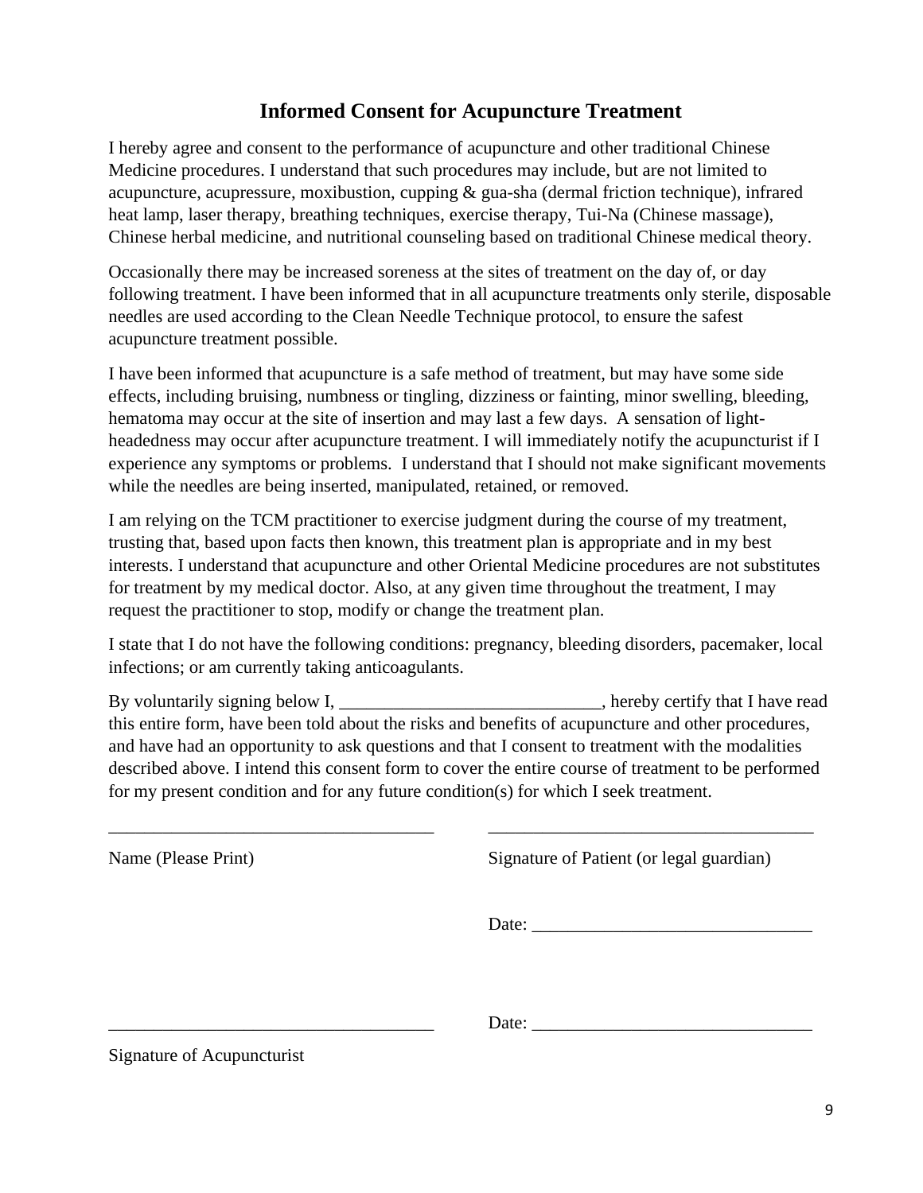# Informed Consent for Acupuncture Treatment

I hereby agree and consent to the performance of acupuncture and other traditional Chinese Medicine procedures. I understand that such procedures may include, but are not limited to acupuncture, acupressure, moxibustion, cupping & gua-sha (dermal friction technique), infrared heat lamp, laser therapy, breathing techniques, exercise therapy, Tui-Na (Chinese massage), Chinese herbal medicine, and nutritional counseling based on traditional Chinese medical theory.

Occasionally there may be increased soreness at the sites of treatment on the day of, or day following treatment. I have been informed that in all acupuncture treatments only sterile, disposable needles are used according to the Clean Needle Technique protocol, to ensure the safest acupuncture treatment possible.

I have been informed that acupuncture is a safe method of treatment, but may have some side effects, including bruising, numbness or tingling, dizziness or fainting, minor swelling, bleeding, hematoma may occur at the site of insertion and may last a few days. A sensation of light-headedness may occur after acupuncture treatment. I will immediately notify the acupuncturist if I experience any symptoms or problems. I understand that I should not make significant movements while the needles are being inserted, manipulated, retained, or removed.

I am relying on the TCM practitioner to exercise judgment during the course of my treatment, trusting that, based upon facts then known, this treatment plan is appropriate and in my best interests. I understand that acupuncture and other Oriental Medicine procedures are not substitutes for treatment by my medical doctor. Also, at any given time throughout the treatment, I may request the practitioner to stop, modify or change the treatment plan.

I state that I do not have the following conditions: pregnancy, bleeding disorders, pacemaker, local infections; or am currently taking anticoagulants.

By voluntarily signing below I, ____________________________, hereby certify that I have read this entire form, have been told about the risks and benefits of acupuncture and other procedures, and have had an opportunity to ask questions and that I consent to treatment with the modalities described above. I intend this consent form to cover the entire course of treatment to be performed for my present condition and for any future condition(s) for which I seek treatment.

___________________________________ ___________________________________

Name (Please Print) Signature of Patient (or legal guardian)

Date: ______________________________

___________________________________ Date: ______________________________

Signature of Acupuncturist